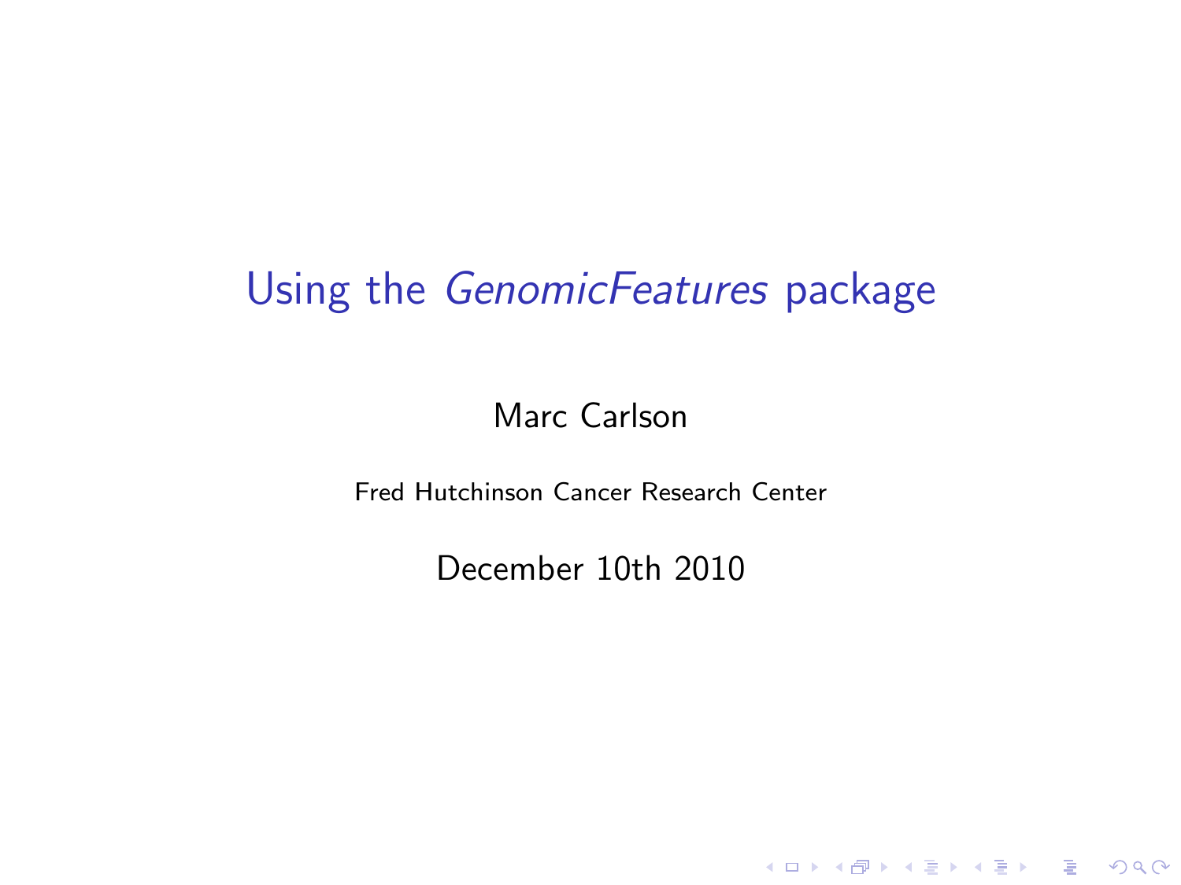# Using the *GenomicFeatures* package

Marc Carlson

Fred Hutchinson Cancer Research Center

December 10th 2010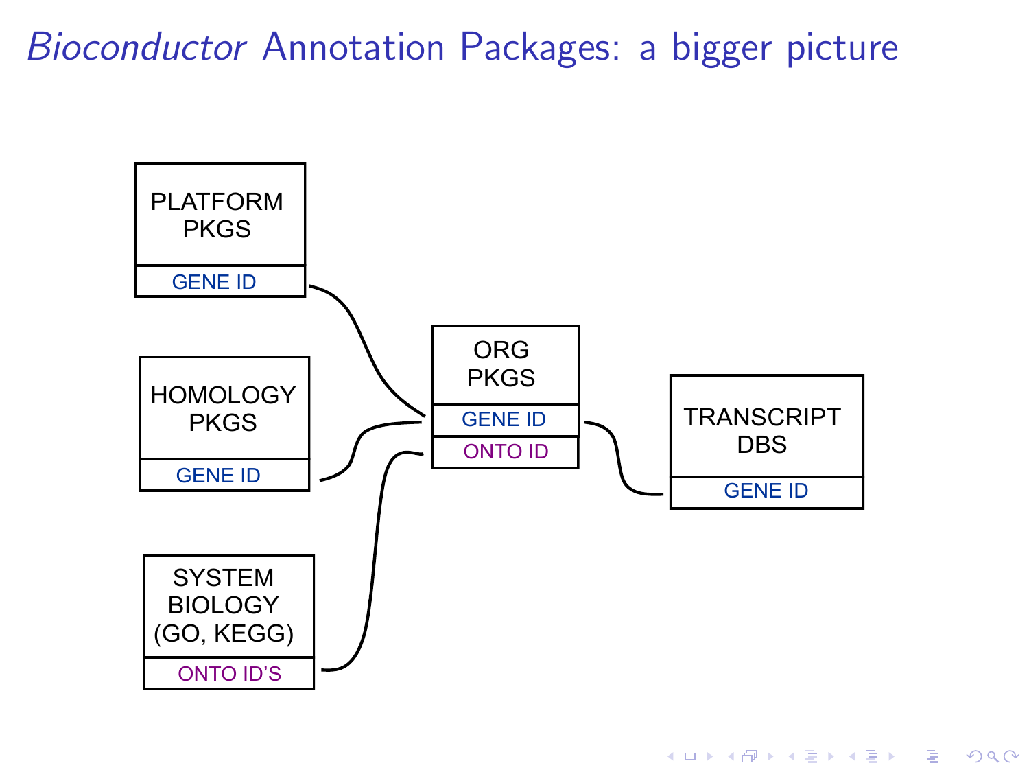# *Bioconductor* Annotation Packages: a bigger picture

PLATFORM PKGS

GENE ID

HOMOLOGY PKGS

GENE ID

SYSTEM BIOLOGY (GO, KEGG)

ONTO ID'S

ORG PKGS

GENE ID

ONTO ID

TRANSCRIPT DBS

GENE ID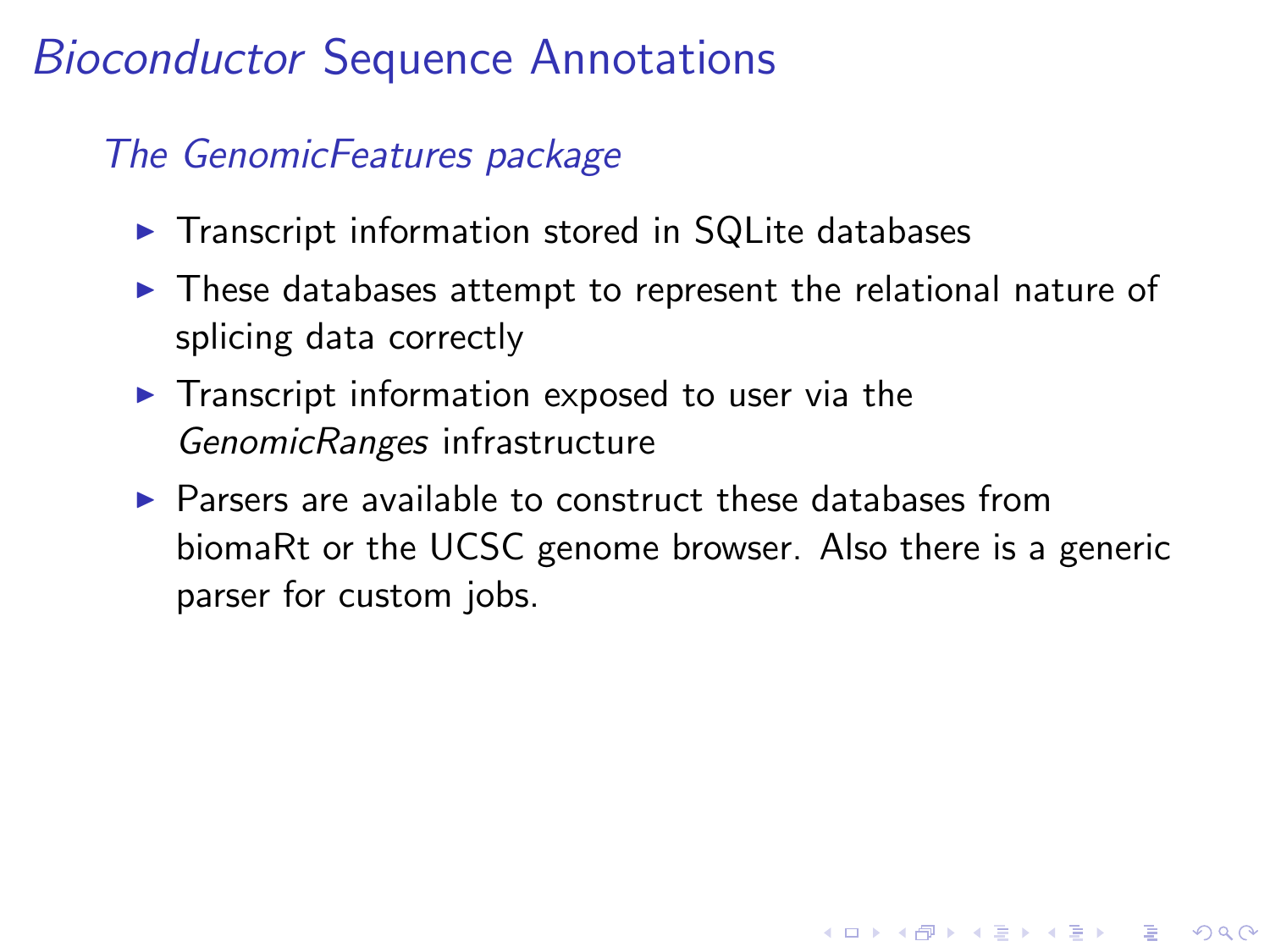# *Bioconductor* Sequence Annotations

## *The GenomicFeatures package*

- Transcript information stored in SQLite databases
- These databases attempt to represent the relational nature of splicing data correctly
- Transcript information exposed to user via the *GenomicRanges* infrastructure
- Parsers are available to construct these databases from biomaRt or the UCSC genome browser. Also there is a generic parser for custom jobs.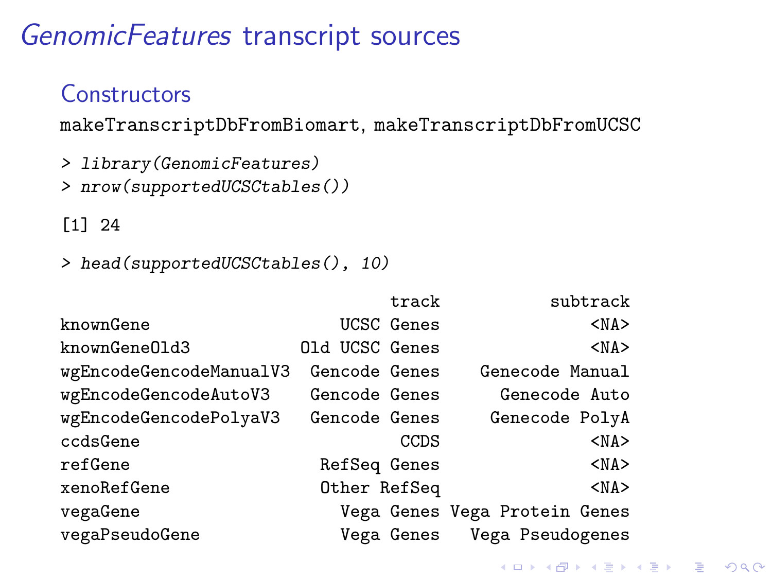# *GenomicFeatures* transcript sources

## Constructors

makeTranscriptDbFromBiomart, makeTranscriptDbFromUCSC

```
> library(GenomicFeatures)
> nrow(supportedUCSCtables())

[1] 24

> head(supportedUCSCtables(), 10)

                                  track           subtrack
knownGene                    UCSC Genes               <NA>
knownGeneOld3            Old UCSC Genes               <NA>
wgEncodeGencodeManualV3   Gencode Genes    Genecode Manual
wgEncodeGencodeAutoV3     Gencode Genes      Genecode Auto
wgEncodeGencodePolyaV3    Gencode Genes     Genecode PolyA
ccdsGene                           CCDS               <NA>
refGene                    RefSeq Genes               <NA>
xenoRefGene                Other RefSeq               <NA>
vegaGene                     Vega Genes Vega Protein Genes
vegaPseudoGene               Vega Genes   Vega Pseudogenes
```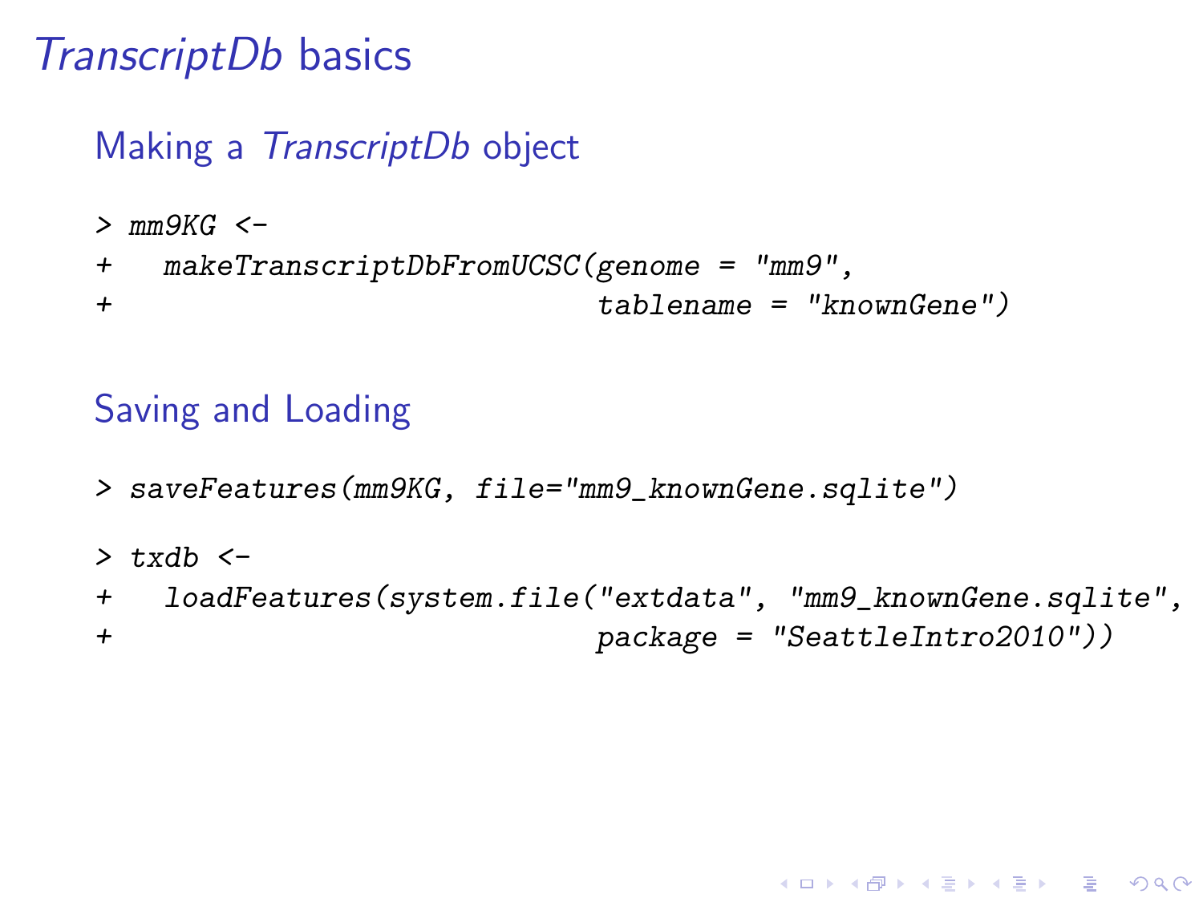# *TranscriptDb* basics

## Making a *TranscriptDb* object

```
> mm9KG <-
+   makeTranscriptDbFromUCSC(genome = "mm9",
+                            tablename = "knownGene")
```

## Saving and Loading

```
> saveFeatures(mm9KG, file="mm9_knownGene.sqlite")
```

```
> txdb <-
+   loadFeatures(system.file("extdata", "mm9_knownGene.sqlite",
+                            package = "SeattleIntro2010"))
```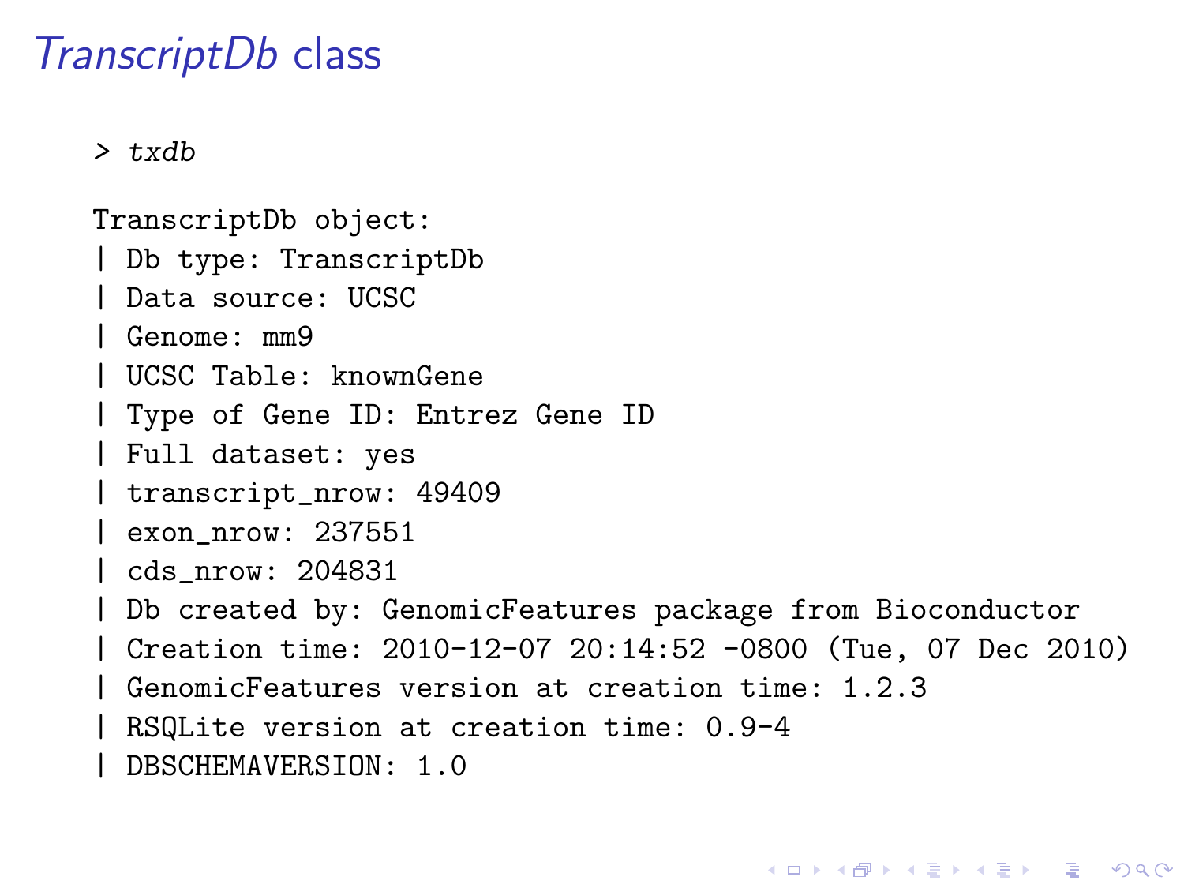# *TranscriptDb* class

```
> txdb

TranscriptDb object:
| Db type: TranscriptDb
| Data source: UCSC
| Genome: mm9
| UCSC Table: knownGene
| Type of Gene ID: Entrez Gene ID
| Full dataset: yes
| transcript_nrow: 49409
| exon_nrow: 237551
| cds_nrow: 204831
| Db created by: GenomicFeatures package from Bioconductor
| Creation time: 2010-12-07 20:14:52 -0800 (Tue, 07 Dec 2010)
| GenomicFeatures version at creation time: 1.2.3
| RSQLite version at creation time: 0.9-4
| DBSCHEMAVERSION: 1.0
```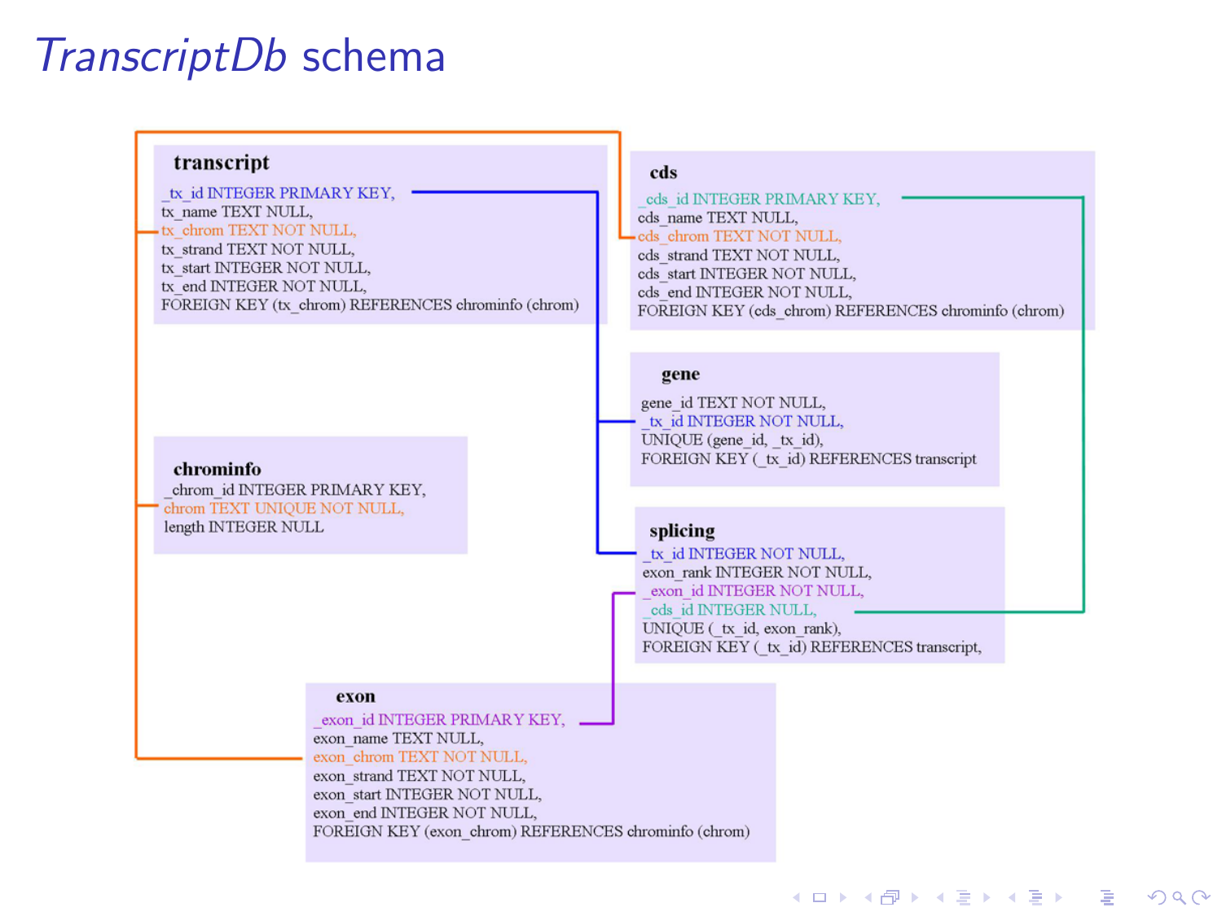# *TranscriptDb* schema

**transcript**

```
_tx_id INTEGER PRIMARY KEY,
tx_name TEXT NULL,
tx_chrom TEXT NOT NULL,
tx_strand TEXT NOT NULL,
tx_start INTEGER NOT NULL,
tx_end INTEGER NOT NULL,
FOREIGN KEY (tx_chrom) REFERENCES chrominfo (chrom)
```

**cds**

```
_cds_id INTEGER PRIMARY KEY,
cds_name TEXT NULL,
cds_chrom TEXT NOT NULL,
cds_strand TEXT NOT NULL,
cds_start INTEGER NOT NULL,
cds_end INTEGER NOT NULL,
FOREIGN KEY (cds_chrom) REFERENCES chrominfo (chrom)
```

**gene**

```
gene_id TEXT NOT NULL,
_tx_id INTEGER NOT NULL,
UNIQUE (gene_id, _tx_id),
FOREIGN KEY (_tx_id) REFERENCES transcript
```

**chrominfo**

```
_chrom_id INTEGER PRIMARY KEY,
chrom TEXT UNIQUE NOT NULL,
length INTEGER NULL
```

**splicing**

```
_tx_id INTEGER NOT NULL,
exon_rank INTEGER NOT NULL,
_exon_id INTEGER NOT NULL,
_cds_id INTEGER NULL,
UNIQUE (_tx_id, exon_rank),
FOREIGN KEY (_tx_id) REFERENCES transcript,
```

**exon**

```
_exon_id INTEGER PRIMARY KEY,
exon_name TEXT NULL,
exon_chrom TEXT NOT NULL,
exon_strand TEXT NOT NULL,
exon_start INTEGER NOT NULL,
exon_end INTEGER NOT NULL,
FOREIGN KEY (exon_chrom) REFERENCES chrominfo (chrom)
```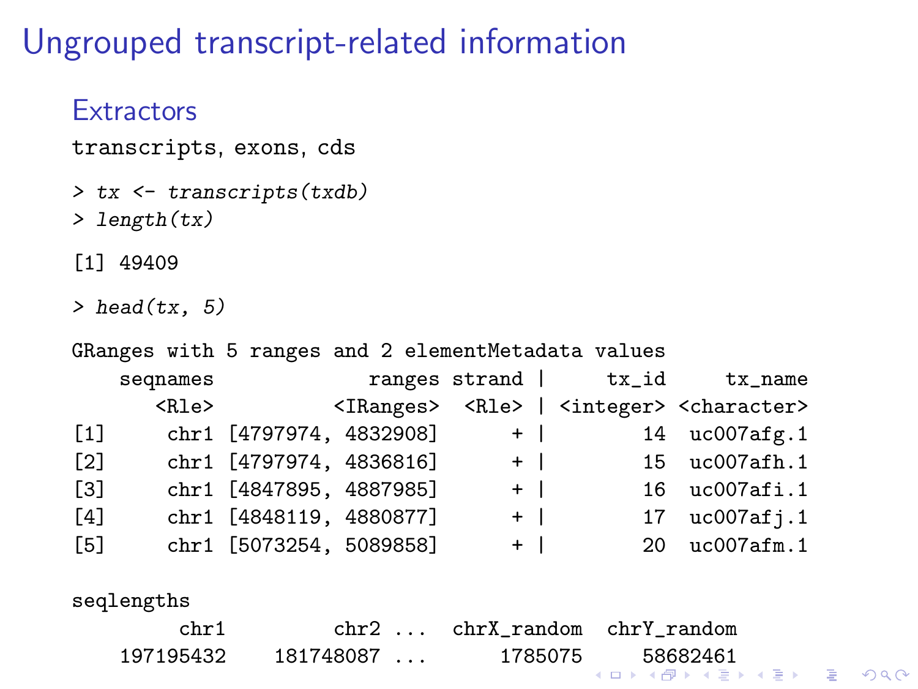# Ungrouped transcript-related information

## Extractors

transcripts, exons, cds

```
> tx <- transcripts(txdb)
> length(tx)
```

```
[1] 49409
```

```
> head(tx, 5)
```

```
GRanges with 5 ranges and 2 elementMetadata values
    seqnames               ranges strand |     tx_id     tx_name
       <Rle>            <IRanges>  <Rle> | <integer> <character>
[1]     chr1 [4797974, 4832908]      + |        14  uc007afg.1
[2]     chr1 [4797974, 4836816]      + |        15  uc007afh.1
[3]     chr1 [4847895, 4887985]      + |        16  uc007afi.1
[4]     chr1 [4848119, 4880877]      + |        17  uc007afj.1
[5]     chr1 [5073254, 5089858]      + |        20  uc007afm.1

seqlengths
        chr1        chr2 ...  chrX_random  chrY_random
   197195432   181748087 ...      1785075     58682461
```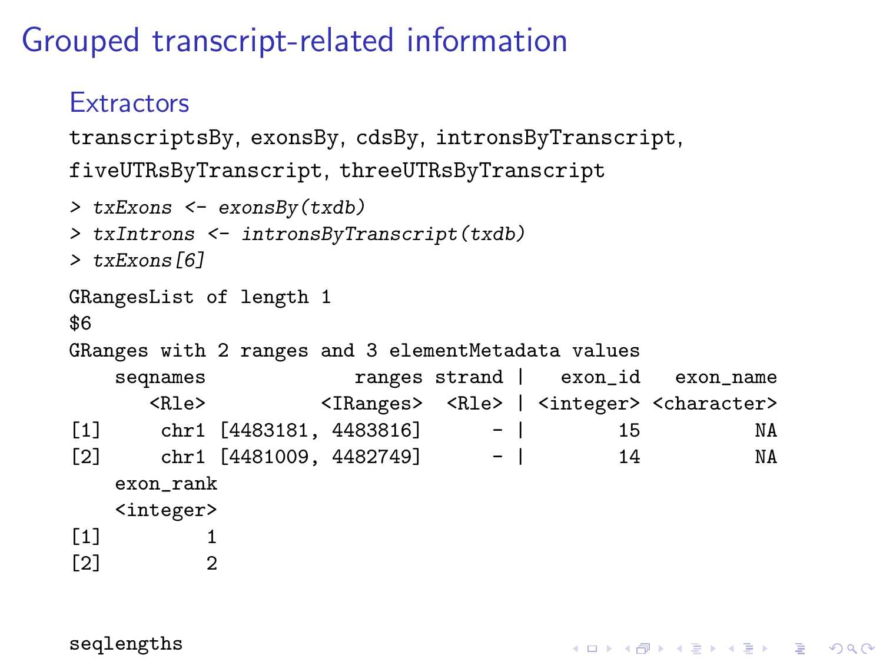# Grouped transcript-related information

## Extractors

transcriptsBy, exonsBy, cdsBy, intronsByTranscript, fiveUTRsByTranscript, threeUTRsByTranscript

```
> txExons <- exonsBy(txdb)
> txIntrons <- intronsByTranscript(txdb)
> txExons[6]
```

```
GRangesList of length 1
$6
GRanges with 2 ranges and 3 elementMetadata values
    seqnames               ranges strand |   exon_id   exon_name
       <Rle>            <IRanges>  <Rle> | <integer> <character>
[1]     chr1 [4483181, 4483816]      - |        15          NA
[2]     chr1 [4481009, 4482749]      - |        14          NA
    exon_rank
    <integer>
[1]         1
[2]         2


seqlengths
```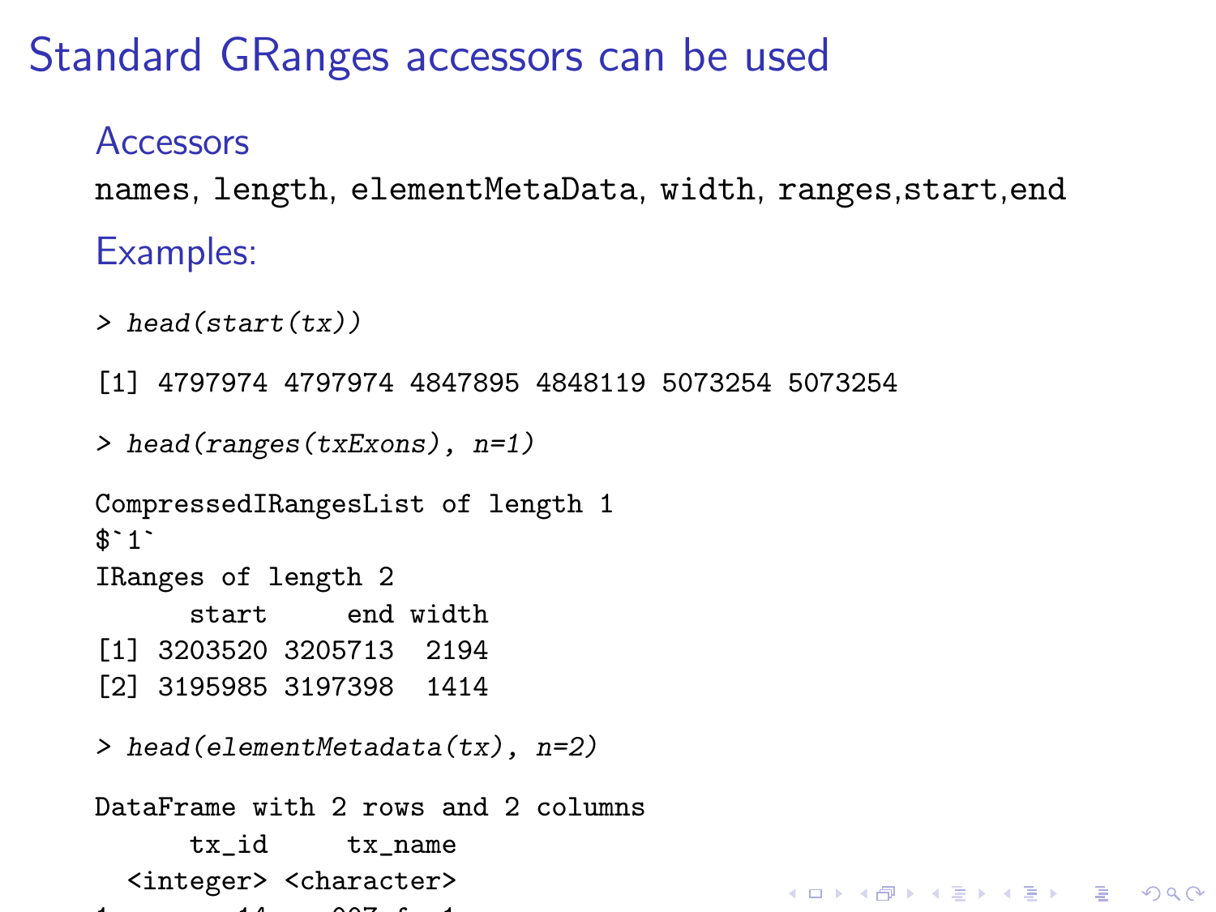# Standard GRanges accessors can be used

## Accessors

names, length, elementMetaData, width, ranges,start,end

## Examples:

```
> head(start(tx))

[1] 4797974 4797974 4847895 4848119 5073254 5073254

> head(ranges(txExons), n=1)

CompressedIRangesList of length 1
$`1`
IRanges of length 2
       start     end width
[1] 3203520 3205713  2194
[2] 3195985 3197398  1414

> head(elementMetadata(tx), n=2)

DataFrame with 2 rows and 2 columns
      tx_id     tx_name
  <integer> <character>
```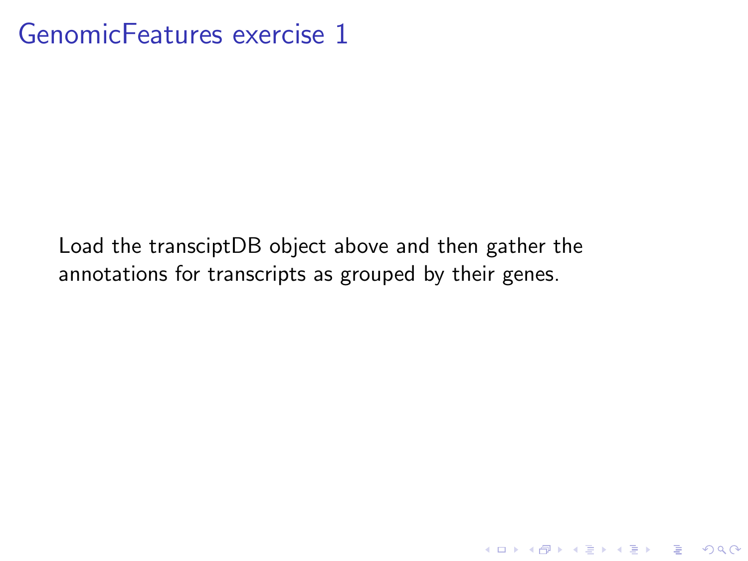# GenomicFeatures exercise 1

Load the transciptDB object above and then gather the annotations for transcripts as grouped by their genes.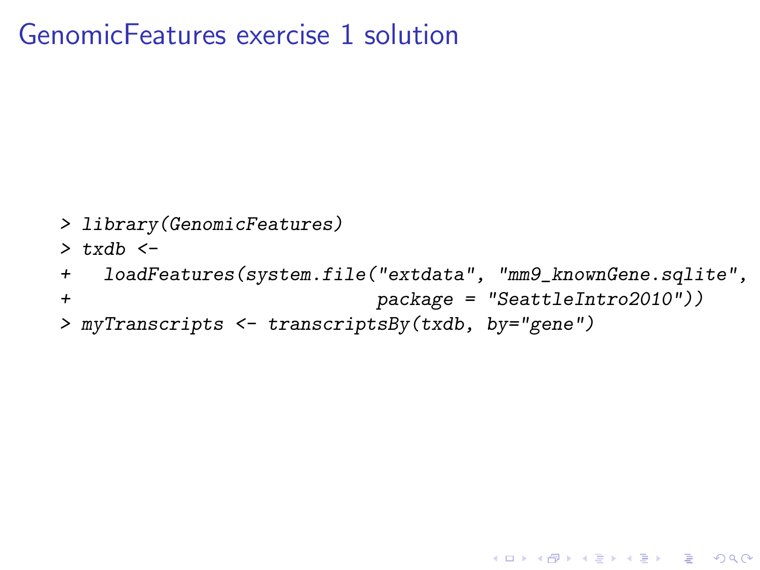# GenomicFeatures exercise 1 solution

```
> library(GenomicFeatures)
> txdb <-
+   loadFeatures(system.file("extdata", "mm9_knownGene.sqlite",
+                              package = "SeattleIntro2010"))
> myTranscripts <- transcriptsBy(txdb, by="gene")
```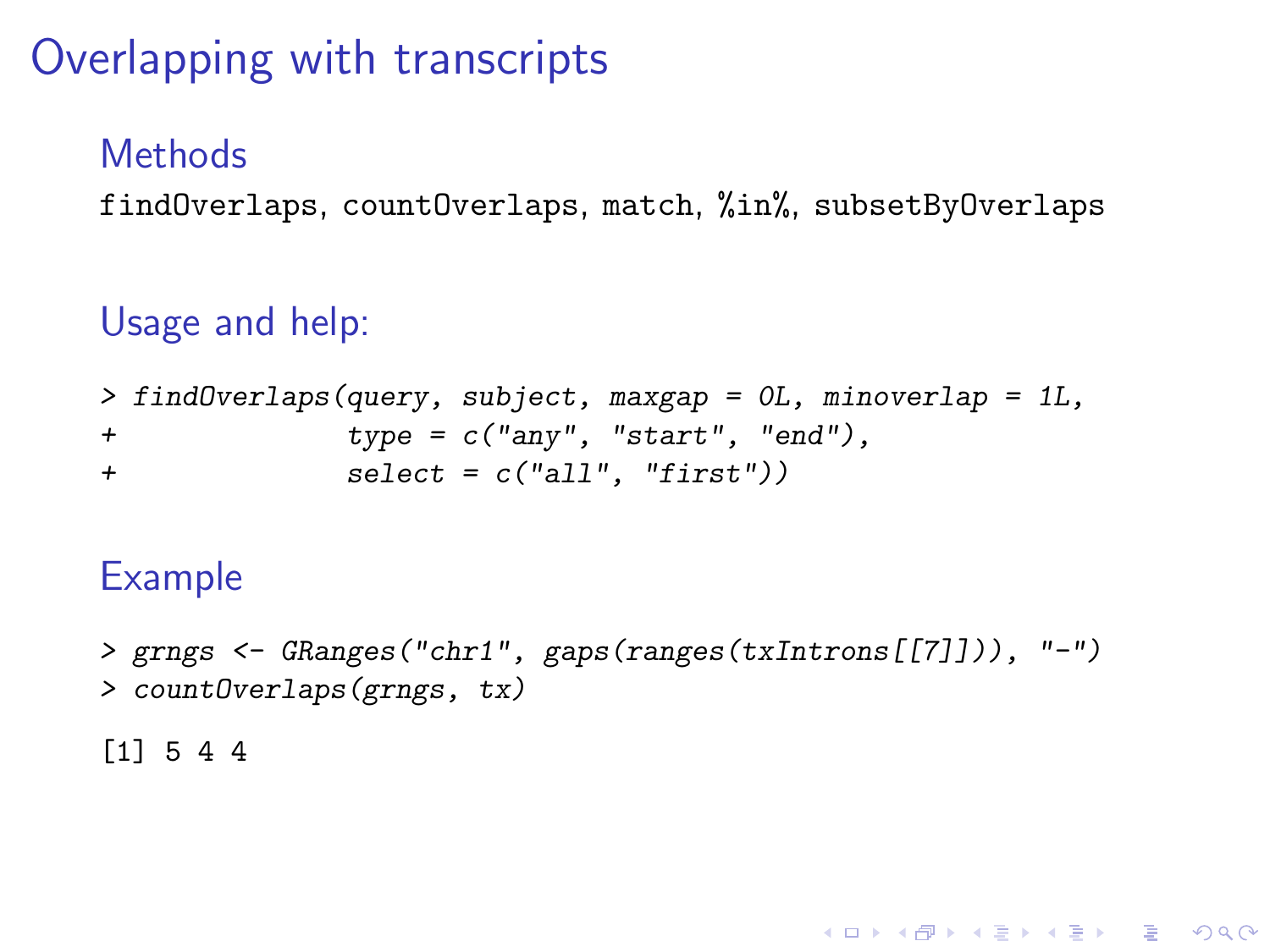# Overlapping with transcripts

## Methods

findOverlaps, countOverlaps, match, %in%, subsetByOverlaps

## Usage and help:

```
> findOverlaps(query, subject, maxgap = 0L, minoverlap = 1L,
+              type = c("any", "start", "end"),
+              select = c("all", "first"))
```

## Example

```
> grngs <- GRanges("chr1", gaps(ranges(txIntrons[[7]])), "-")
> countOverlaps(grngs, tx)
```

```
[1] 5 4 4
```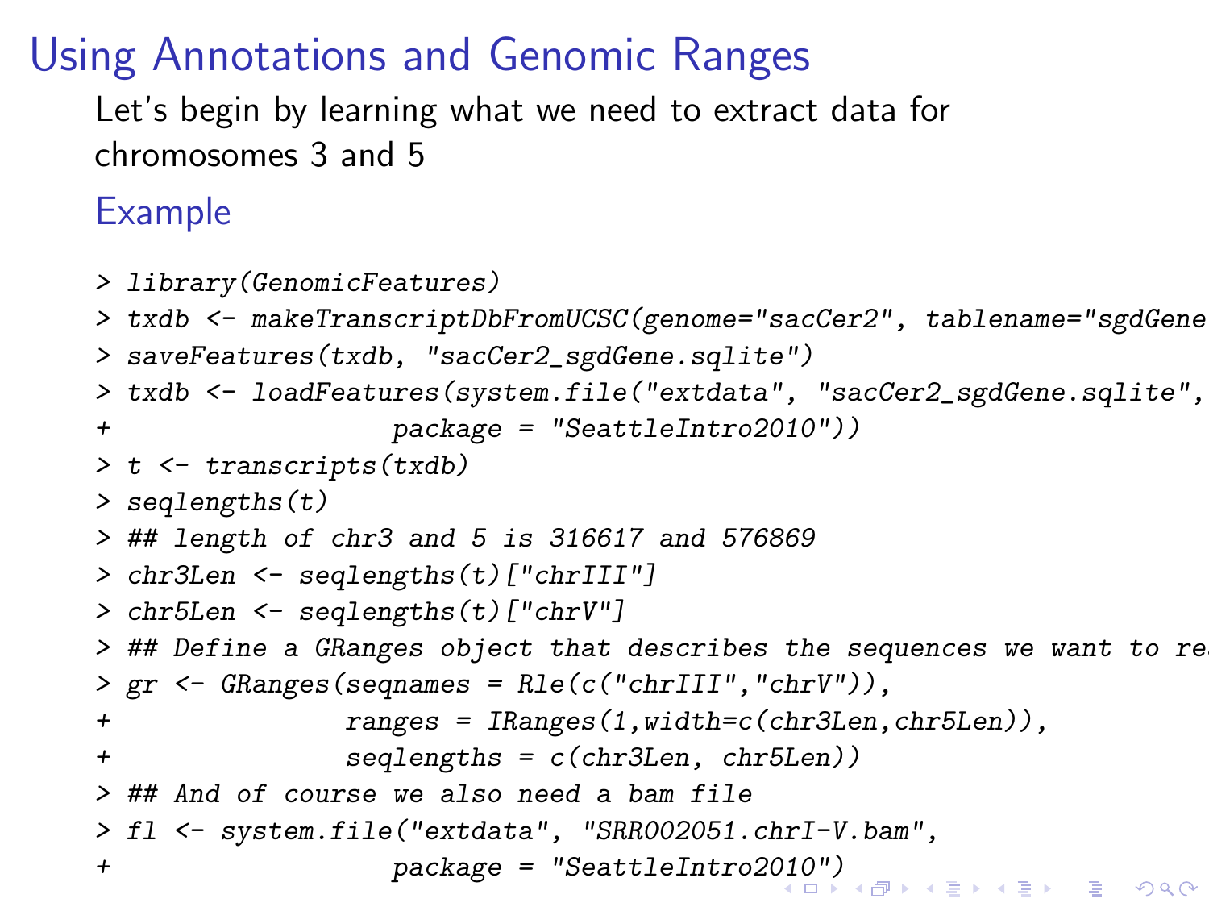# Using Annotations and Genomic Ranges

Let's begin by learning what we need to extract data for chromosomes 3 and 5

## Example

```
> library(GenomicFeatures)
> txdb <- makeTranscriptDbFromUCSC(genome="sacCer2", tablename="sgdGene
> saveFeatures(txdb, "sacCer2_sgdGene.sqlite")
> txdb <- loadFeatures(system.file("extdata", "sacCer2_sgdGene.sqlite",
+                     package = "SeattleIntro2010"))
> t <- transcripts(txdb)
> seqlengths(t)
> ## length of chr3 and 5 is 316617 and 576869
> chr3Len <- seqlengths(t)["chrIII"]
> chr5Len <- seqlengths(t)["chrV"]
> ## Define a GRanges object that describes the sequences we want to re
> gr <- GRanges(seqnames = Rle(c("chrIII","chrV")),
+               ranges = IRanges(1,width=c(chr3Len,chr5Len)),
+               seqlengths = c(chr3Len, chr5Len))
> ## And of course we also need a bam file
> fl <- system.file("extdata", "SRR002051.chrI-V.bam",
+                     package = "SeattleIntro2010")
```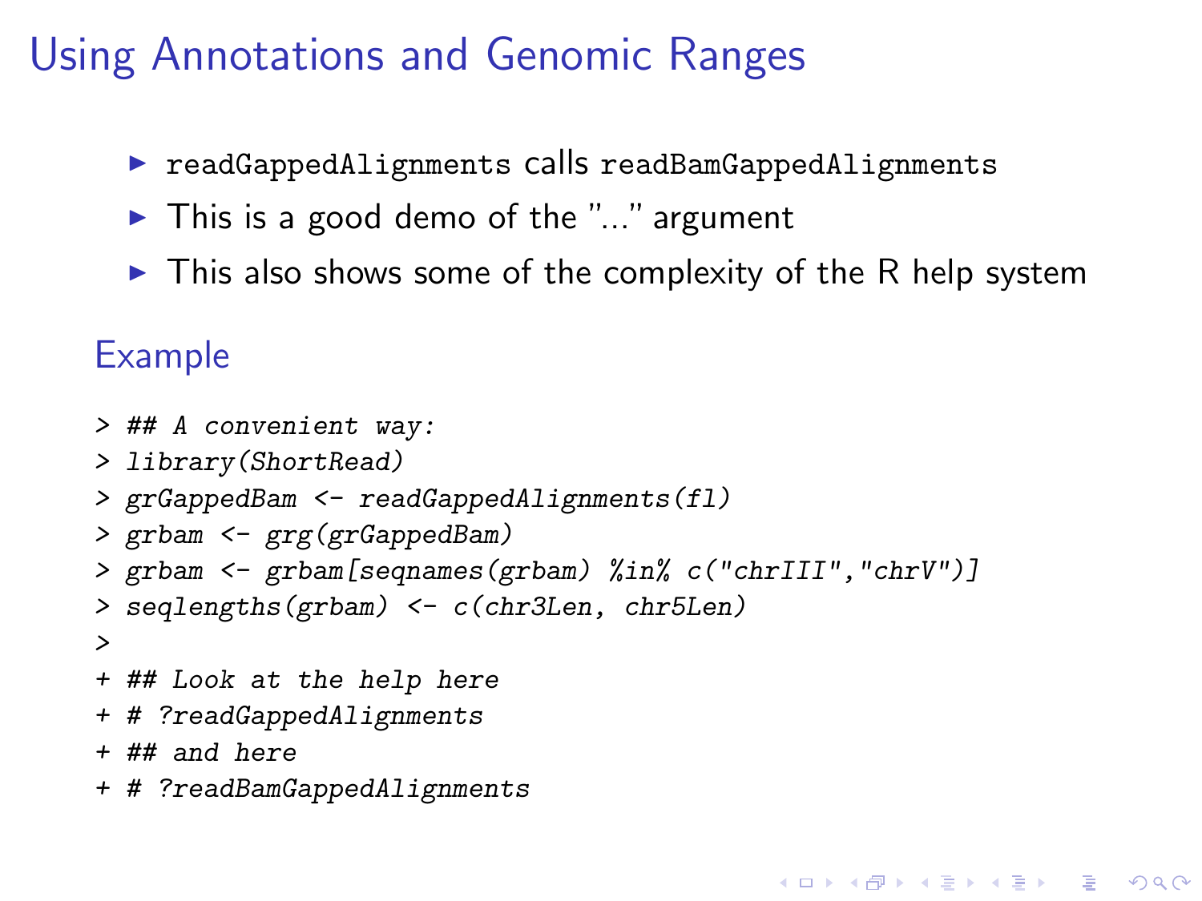# Using Annotations and Genomic Ranges

- `readGappedAlignments` calls `readBamGappedAlignments`
- This is a good demo of the "..." argument
- This also shows some of the complexity of the R help system

## Example

```
> ## A convenient way:
> library(ShortRead)
> grGappedBam <- readGappedAlignments(fl)
> grbam <- grg(grGappedBam)
> grbam <- grbam[seqnames(grbam) %in% c("chrIII","chrV")]
> seqlengths(grbam) <- c(chr3Len, chr5Len)
>
+ ## Look at the help here
+ # ?readGappedAlignments
+ ## and here
+ # ?readBamGappedAlignments
```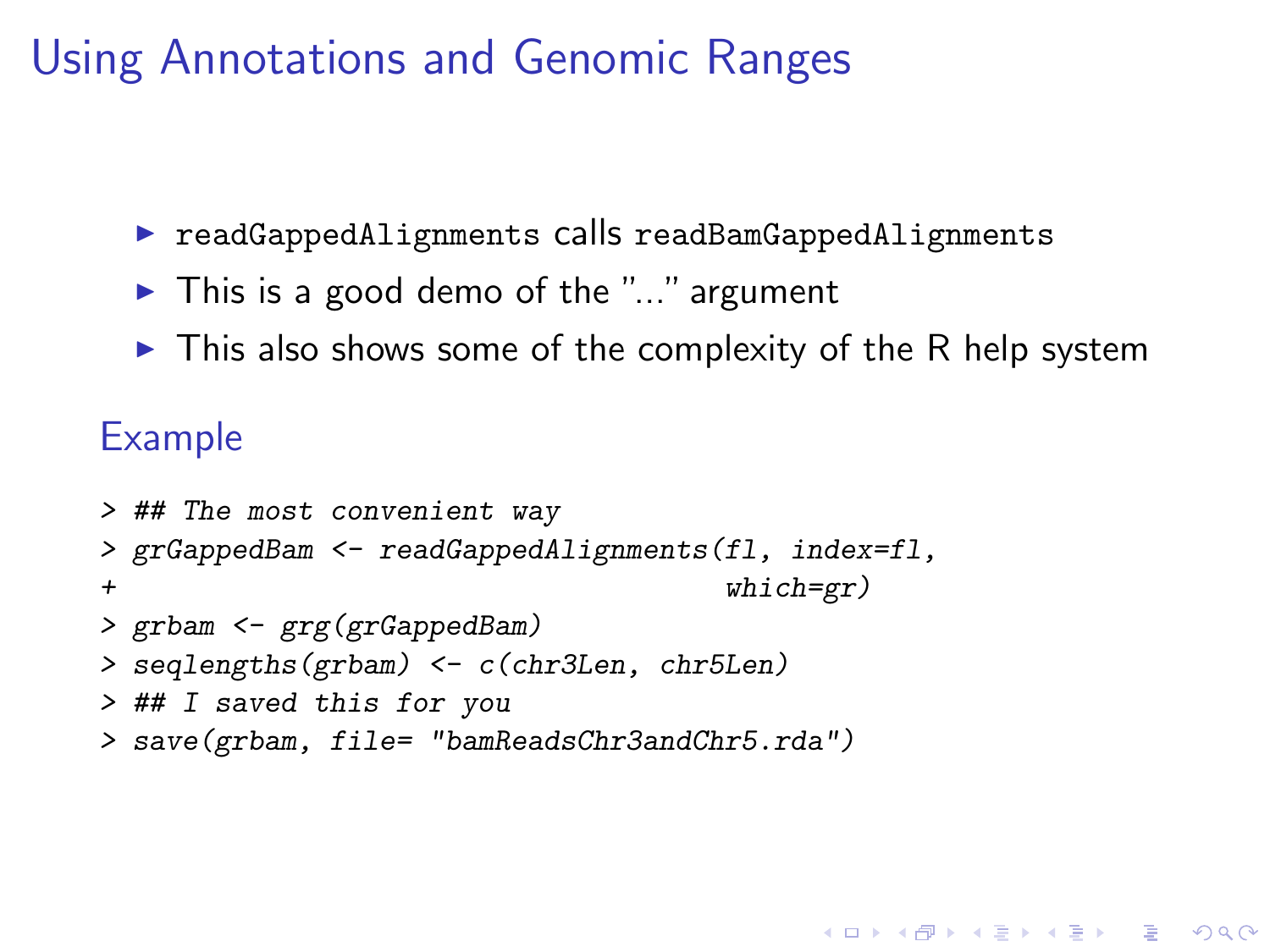# Using Annotations and Genomic Ranges

- `readGappedAlignments` calls `readBamGappedAlignments`
- This is a good demo of the "..." argument
- This also shows some of the complexity of the R help system

## Example

```
> ## The most convenient way
> grGappedBam <- readGappedAlignments(fl, index=fl,
+                                     which=gr)
> grbam <- grg(grGappedBam)
> seqlengths(grbam) <- c(chr3Len, chr5Len)
> ## I saved this for you
> save(grbam, file= "bamReadsChr3andChr5.rda")
```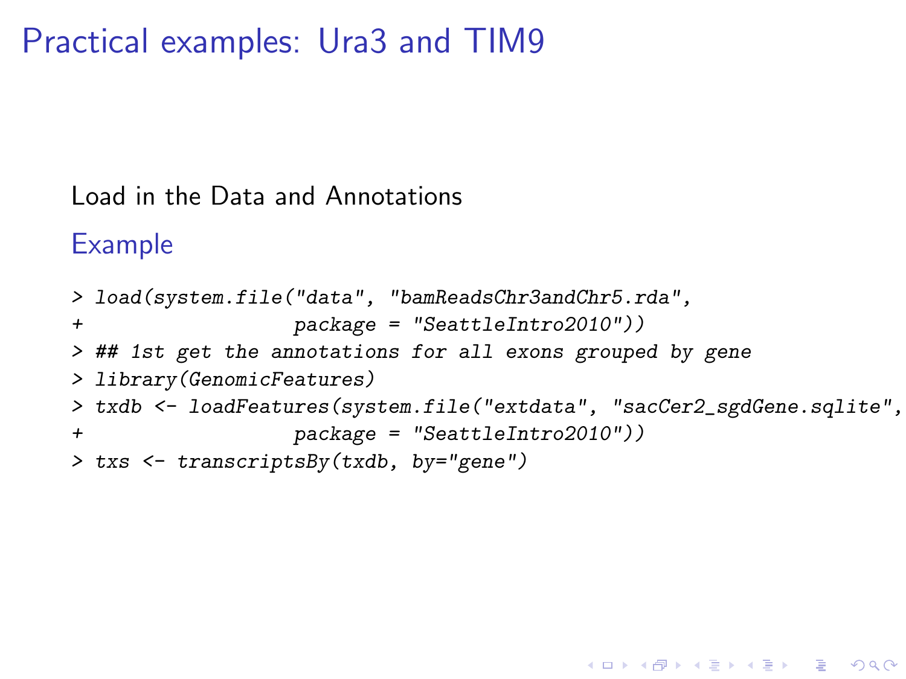# Practical examples: Ura3 and TIM9

Load in the Data and Annotations

## Example

```
> load(system.file("data", "bamReadsChr3andChr5.rda",
+                  package = "SeattleIntro2010"))
> ## 1st get the annotations for all exons grouped by gene
> library(GenomicFeatures)
> txdb <- loadFeatures(system.file("extdata", "sacCer2_sgdGene.sqlite",
+                  package = "SeattleIntro2010"))
> txs <- transcriptsBy(txdb, by="gene")
```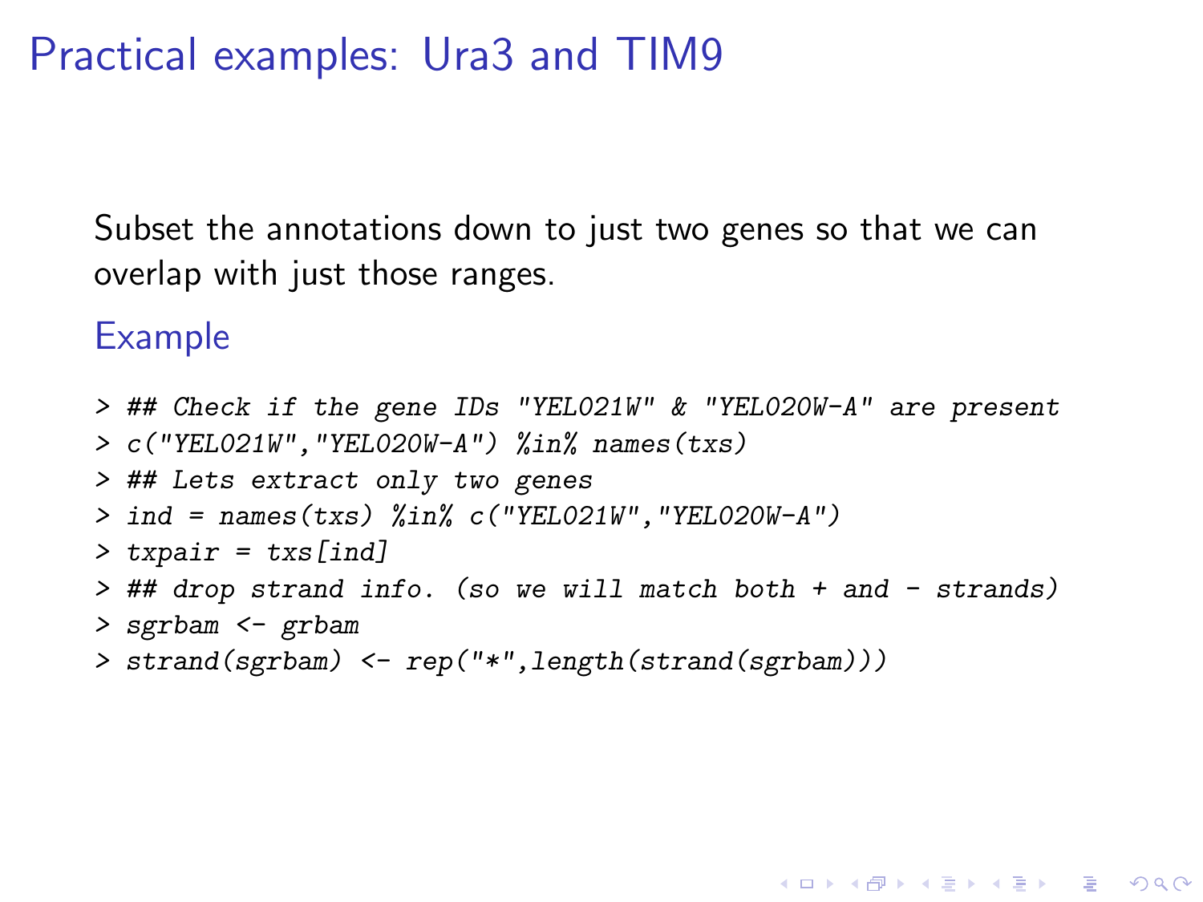# Practical examples: Ura3 and TIM9

Subset the annotations down to just two genes so that we can overlap with just those ranges.

## Example

```
> ## Check if the gene IDs "YEL021W" & "YEL020W-A" are present
> c("YEL021W","YEL020W-A") %in% names(txs)
> ## Lets extract only two genes
> ind = names(txs) %in% c("YEL021W","YEL020W-A")
> txpair = txs[ind]
> ## drop strand info. (so we will match both + and - strands)
> sgrbam <- grbam
> strand(sgrbam) <- rep("*",length(strand(sgrbam)))
```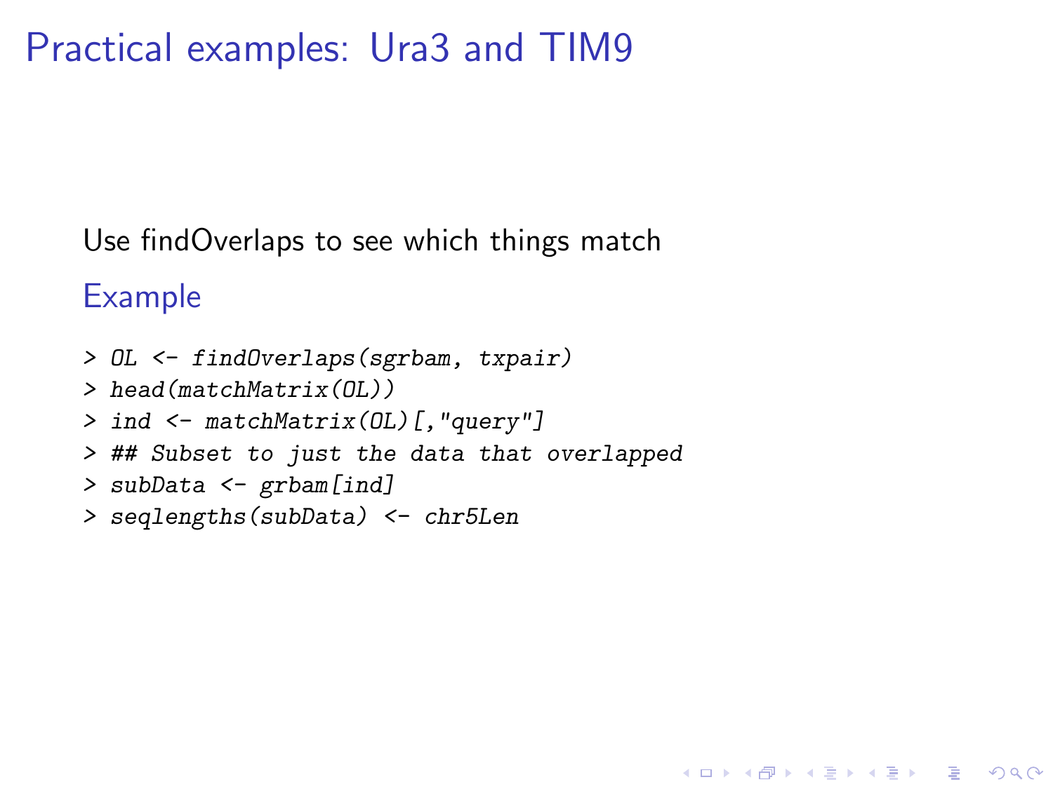# Practical examples: Ura3 and TIM9

Use findOverlaps to see which things match

## Example

```
> OL <- findOverlaps(sgrbam, txpair)
> head(matchMatrix(OL))
> ind <- matchMatrix(OL)[,"query"]
> ## Subset to just the data that overlapped
> subData <- grbam[ind]
> seqlengths(subData) <- chr5Len
```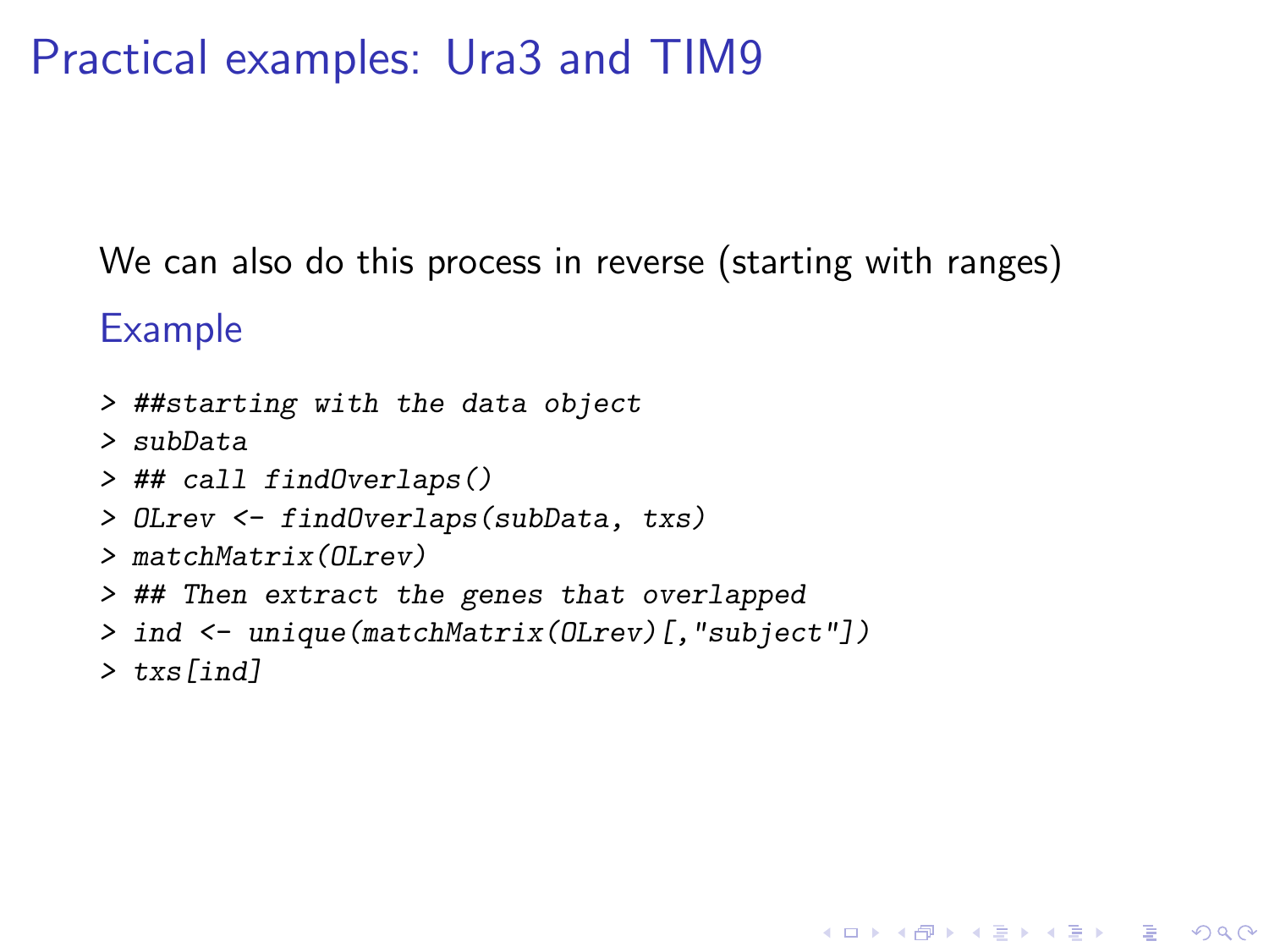# Practical examples: Ura3 and TIM9

We can also do this process in reverse (starting with ranges)

### Example

```
> ##starting with the data object
> subData
> ## call findOverlaps()
> OLrev <- findOverlaps(subData, txs)
> matchMatrix(OLrev)
> ## Then extract the genes that overlapped
> ind <- unique(matchMatrix(OLrev)[,"subject"])
> txs[ind]
```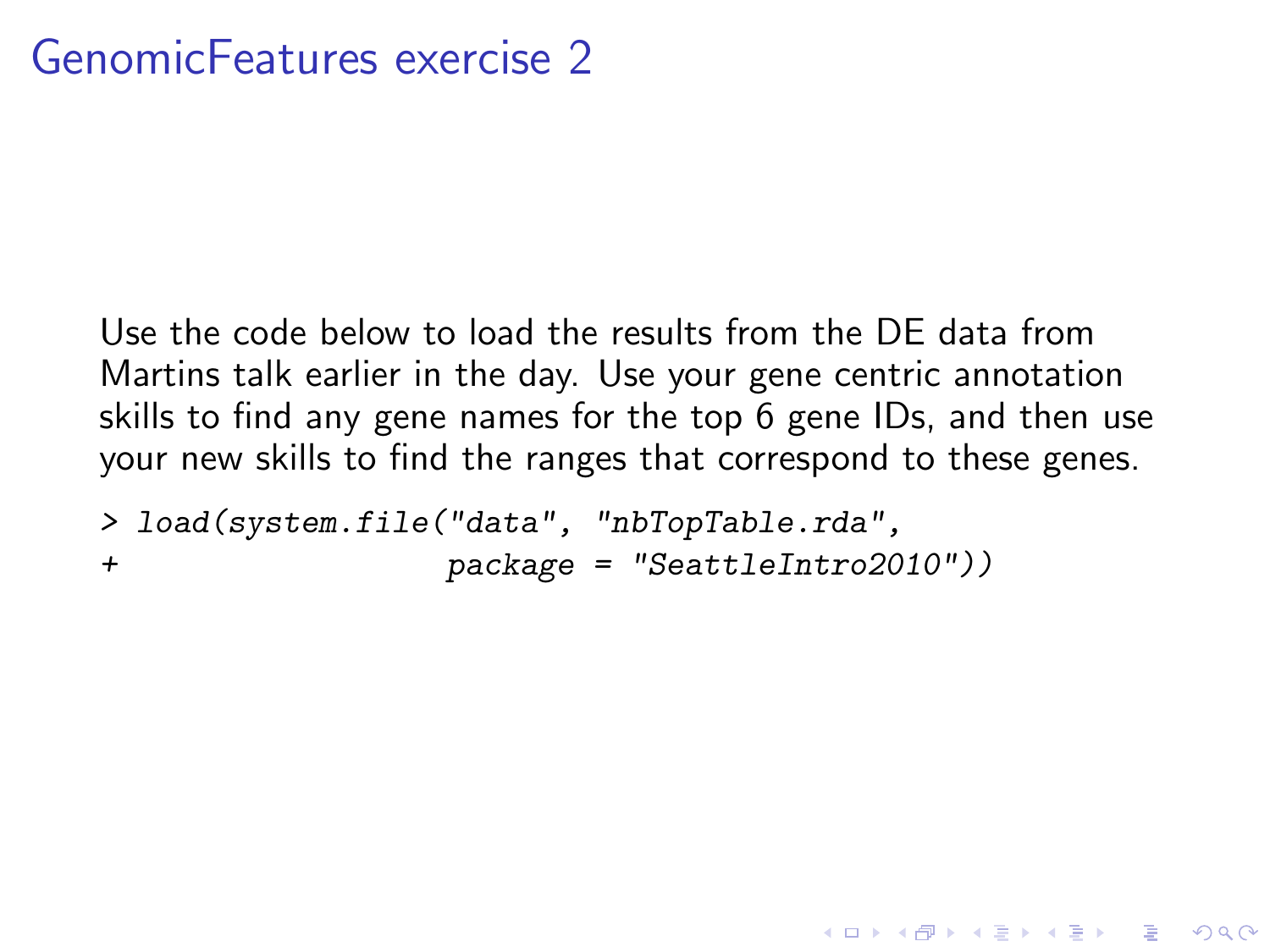# GenomicFeatures exercise 2

Use the code below to load the results from the DE data from Martins talk earlier in the day. Use your gene centric annotation skills to find any gene names for the top 6 gene IDs, and then use your new skills to find the ranges that correspond to these genes.

```
> load(system.file("data", "nbTopTable.rda",
+                   package = "SeattleIntro2010"))
```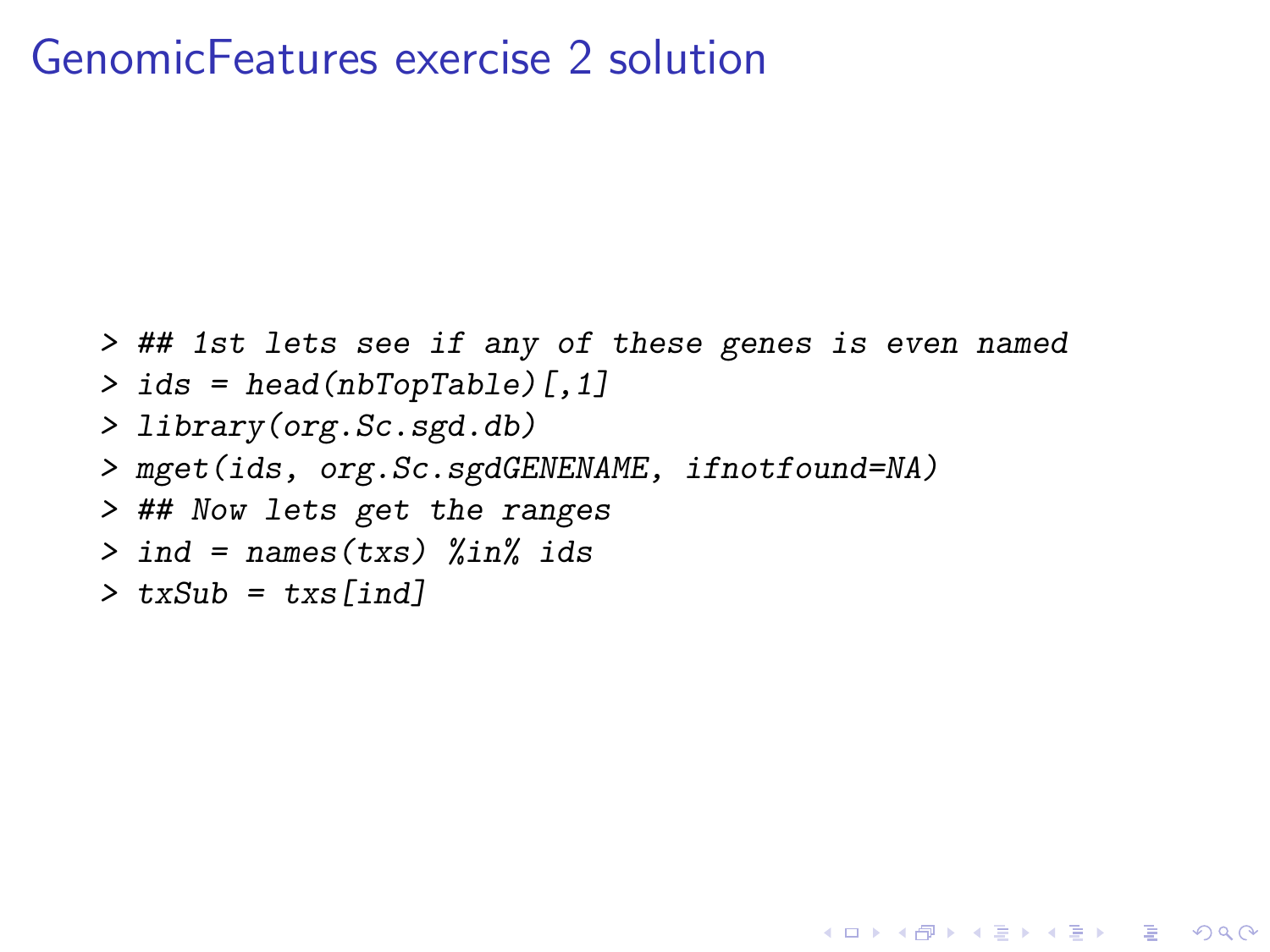# GenomicFeatures exercise 2 solution

```
> ## 1st lets see if any of these genes is even named
> ids = head(nbTopTable)[,1]
> library(org.Sc.sgd.db)
> mget(ids, org.Sc.sgdGENENAME, ifnotfound=NA)
> ## Now lets get the ranges
> ind = names(txs) %in% ids
> txSub = txs[ind]
```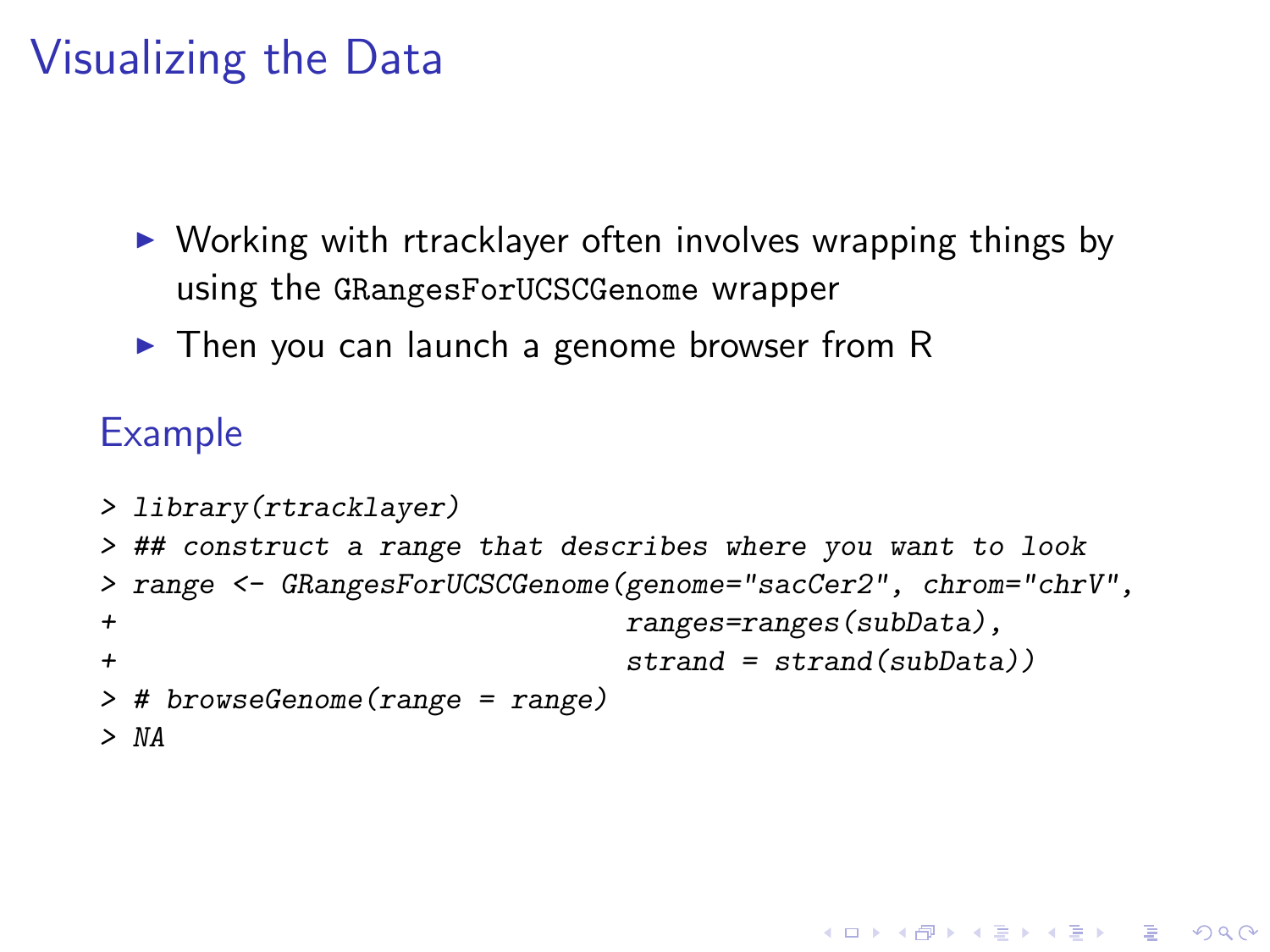# Visualizing the Data

- Working with rtracklayer often involves wrapping things by using the `GRangesForUCSCGenome` wrapper
- Then you can launch a genome browser from R

## Example

```
> library(rtracklayer)
> ## construct a range that describes where you want to look
> range <- GRangesForUCSCGenome(genome="sacCer2", chrom="chrV",
+                               ranges=ranges(subData),
+                               strand = strand(subData))
> # browseGenome(range = range)
> NA
```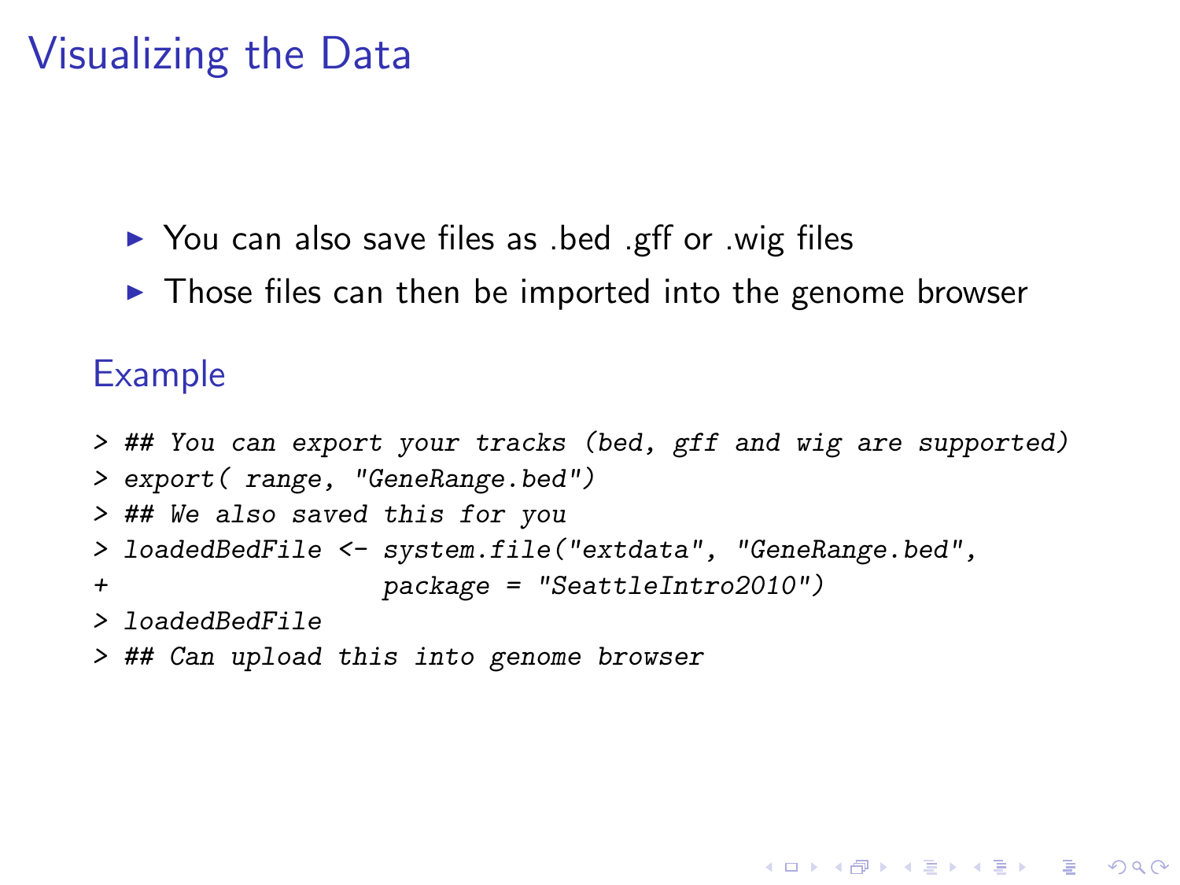# Visualizing the Data

- You can also save files as .bed .gff or .wig files
- Those files can then be imported into the genome browser

## Example

```
> ## You can export your tracks (bed, gff and wig are supported)
> export( range, "GeneRange.bed")
> ## We also saved this for you
> loadedBedFile <- system.file("extdata", "GeneRange.bed",
+                   package = "SeattleIntro2010")
> loadedBedFile
> ## Can upload this into genome browser
```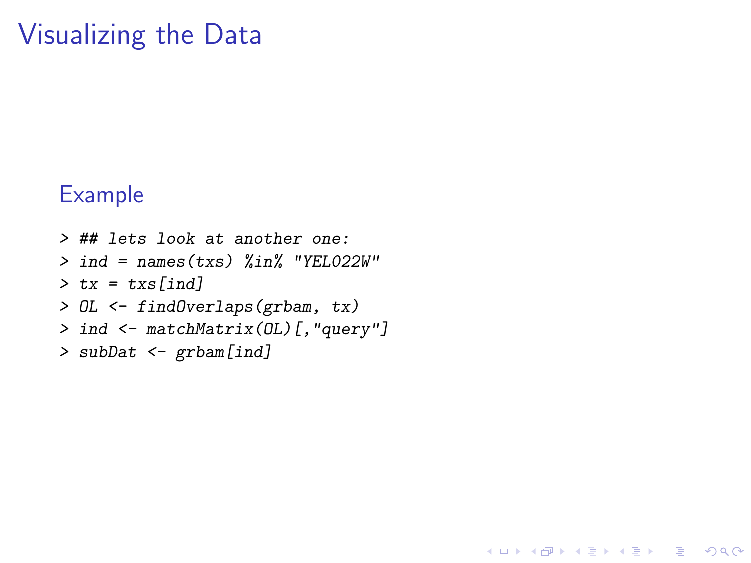# Visualizing the Data

## Example

```
> ## lets look at another one:
> ind = names(txs) %in% "YEL022W"
> tx = txs[ind]
> OL <- findOverlaps(grbam, tx)
> ind <- matchMatrix(OL)[,"query"]
> subDat <- grbam[ind]
```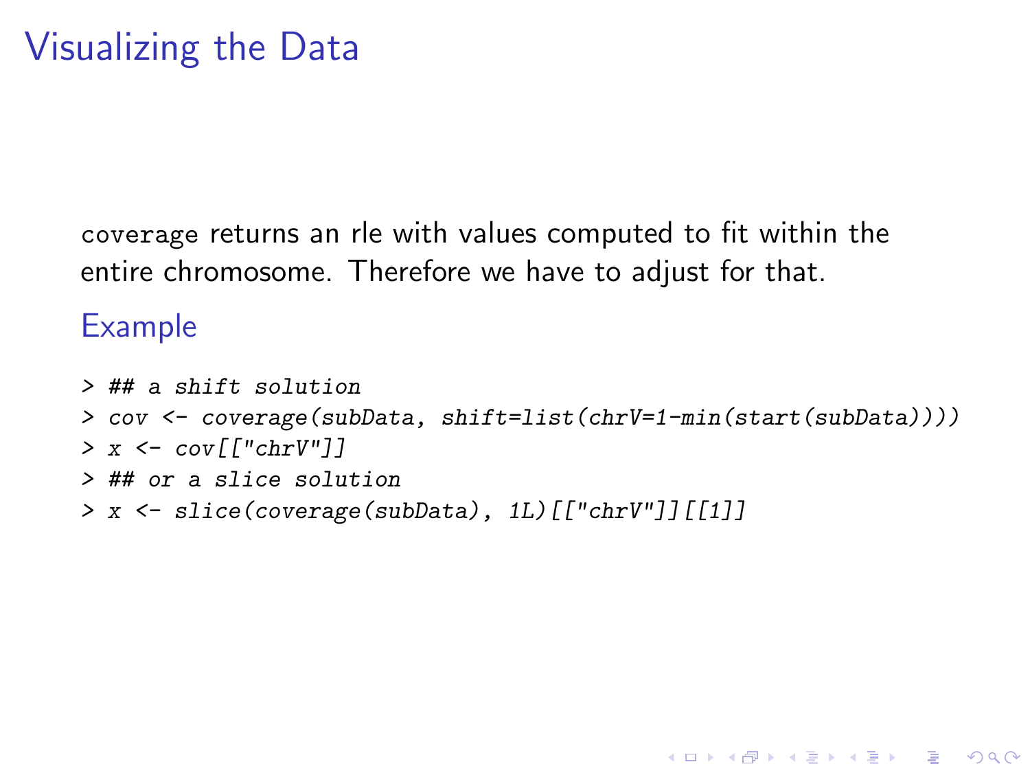# Visualizing the Data

`coverage` returns an rle with values computed to fit within the entire chromosome. Therefore we have to adjust for that.

## Example

```
> ## a shift solution
> cov <- coverage(subData, shift=list(chrV=1-min(start(subData))))
> x <- cov[["chrV"]]
> ## or a slice solution
> x <- slice(coverage(subData), 1L)[["chrV"]][[1]]
```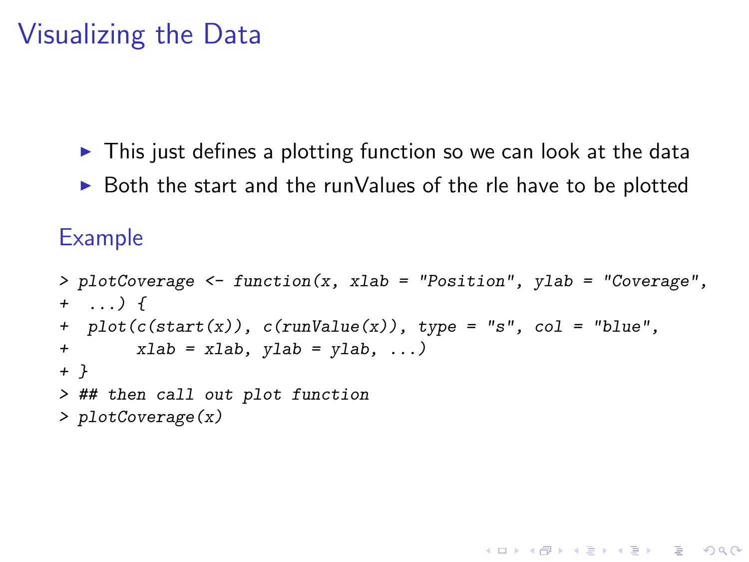# Visualizing the Data

- This just defines a plotting function so we can look at the data
- Both the start and the runValues of the rle have to be plotted

## Example

```
> plotCoverage <- function(x, xlab = "Position", ylab = "Coverage",
+   ...) {
+   plot(c(start(x)), c(runValue(x)), type = "s", col = "blue",
+        xlab = xlab, ylab = ylab, ...)
+ }
> ## then call out plot function
> plotCoverage(x)
```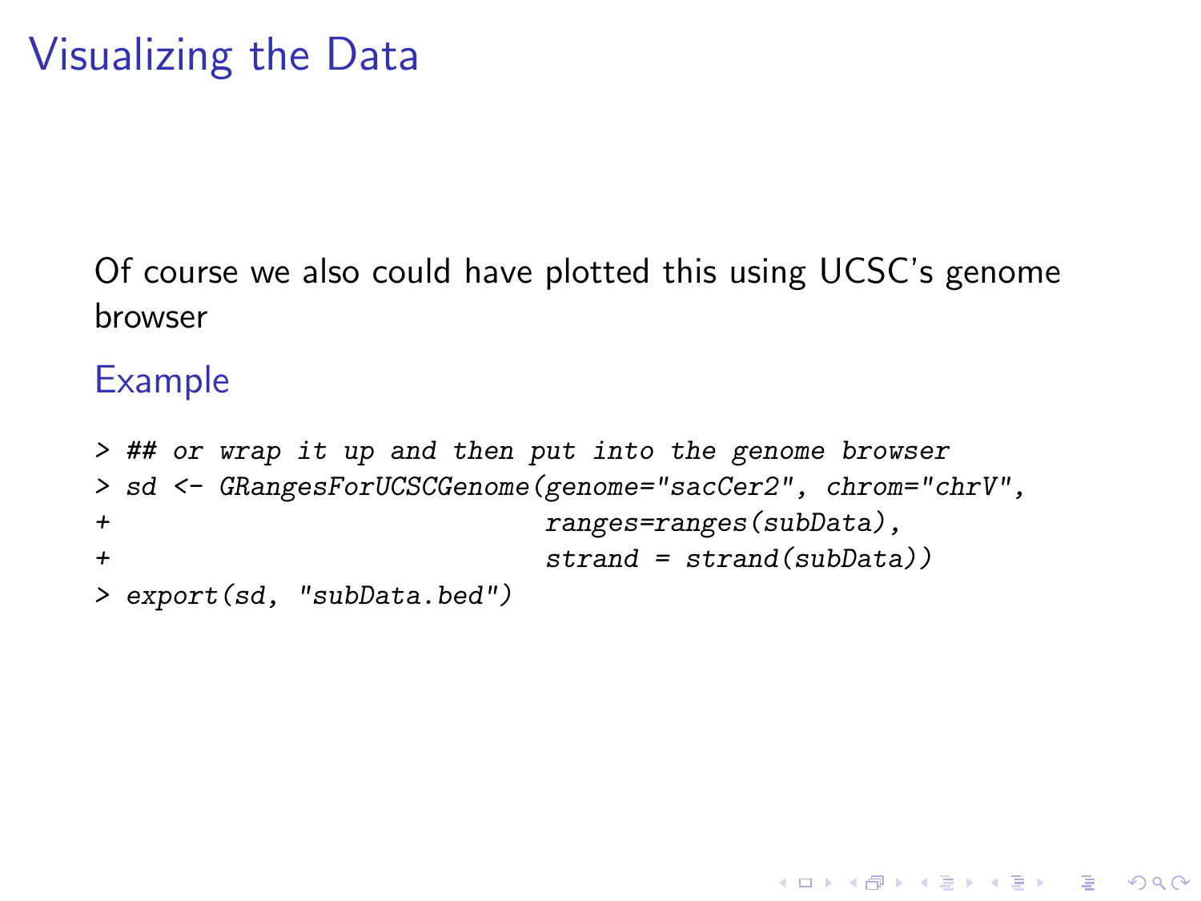# Visualizing the Data

Of course we also could have plotted this using UCSC's genome browser

### Example

```
> ## or wrap it up and then put into the genome browser
> sd <- GRangesForUCSCGenome(genome="sacCer2", chrom="chrV",
+                            ranges=ranges(subData),
+                            strand = strand(subData))
> export(sd, "subData.bed")
```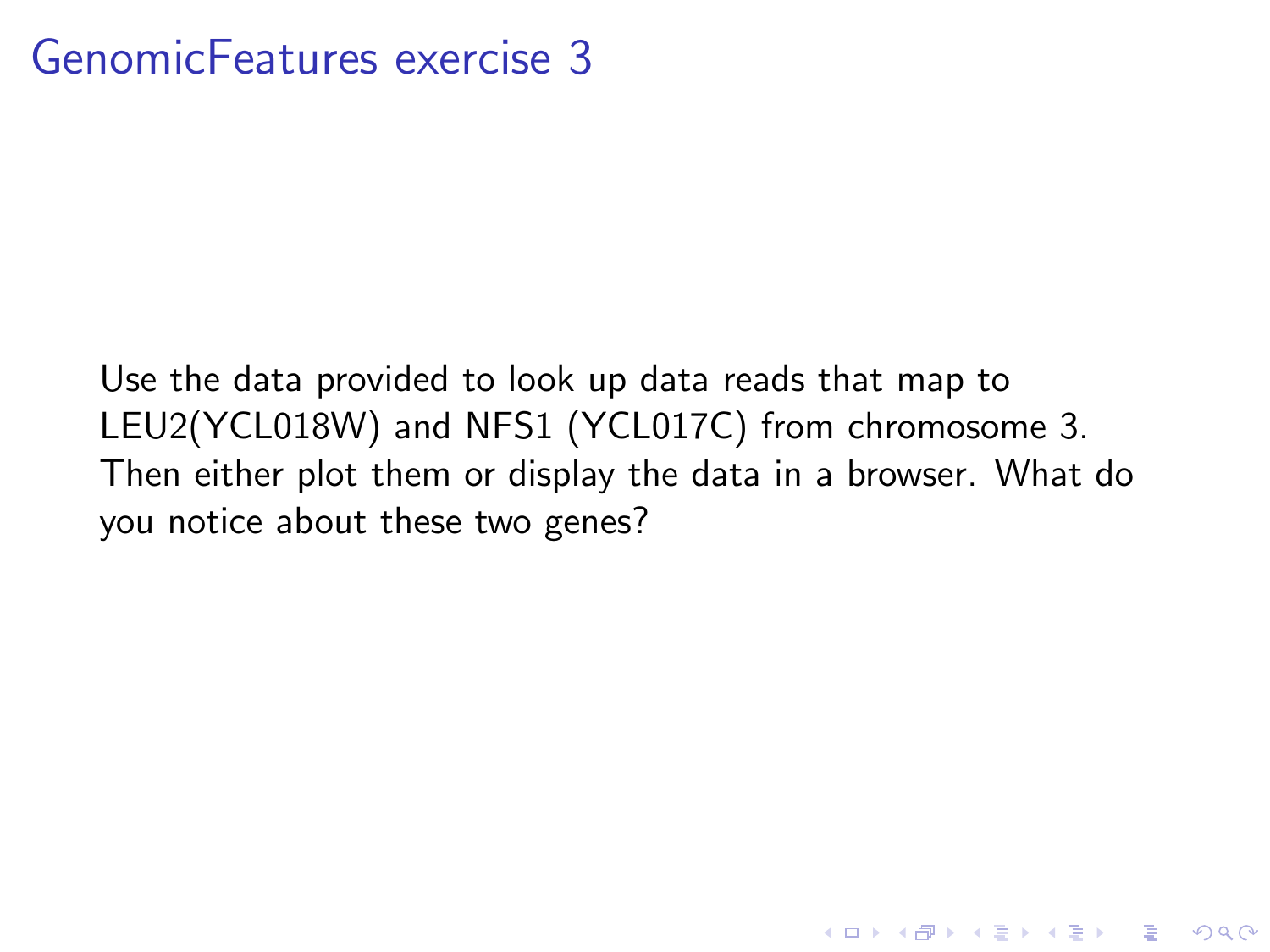# GenomicFeatures exercise 3

Use the data provided to look up data reads that map to LEU2(YCL018W) and NFS1 (YCL017C) from chromosome 3. Then either plot them or display the data in a browser. What do you notice about these two genes?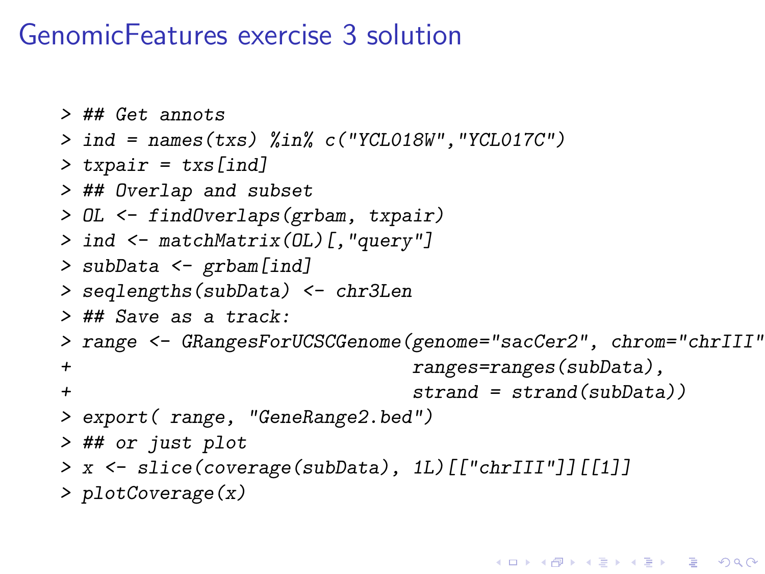# GenomicFeatures exercise 3 solution

```
> ## Get annots
> ind = names(txs) %in% c("YCL018W","YCL017C")
> txpair = txs[ind]
> ## Overlap and subset
> OL <- findOverlaps(grbam, txpair)
> ind <- matchMatrix(OL)[,"query"]
> subData <- grbam[ind]
> seqlengths(subData) <- chr3Len
> ## Save as a track:
> range <- GRangesForUCSCGenome(genome="sacCer2", chrom="chrIII"
+                               ranges=ranges(subData),
+                               strand = strand(subData))
> export( range, "GeneRange2.bed")
> ## or just plot
> x <- slice(coverage(subData), 1L)[["chrIII"]][[1]]
> plotCoverage(x)
```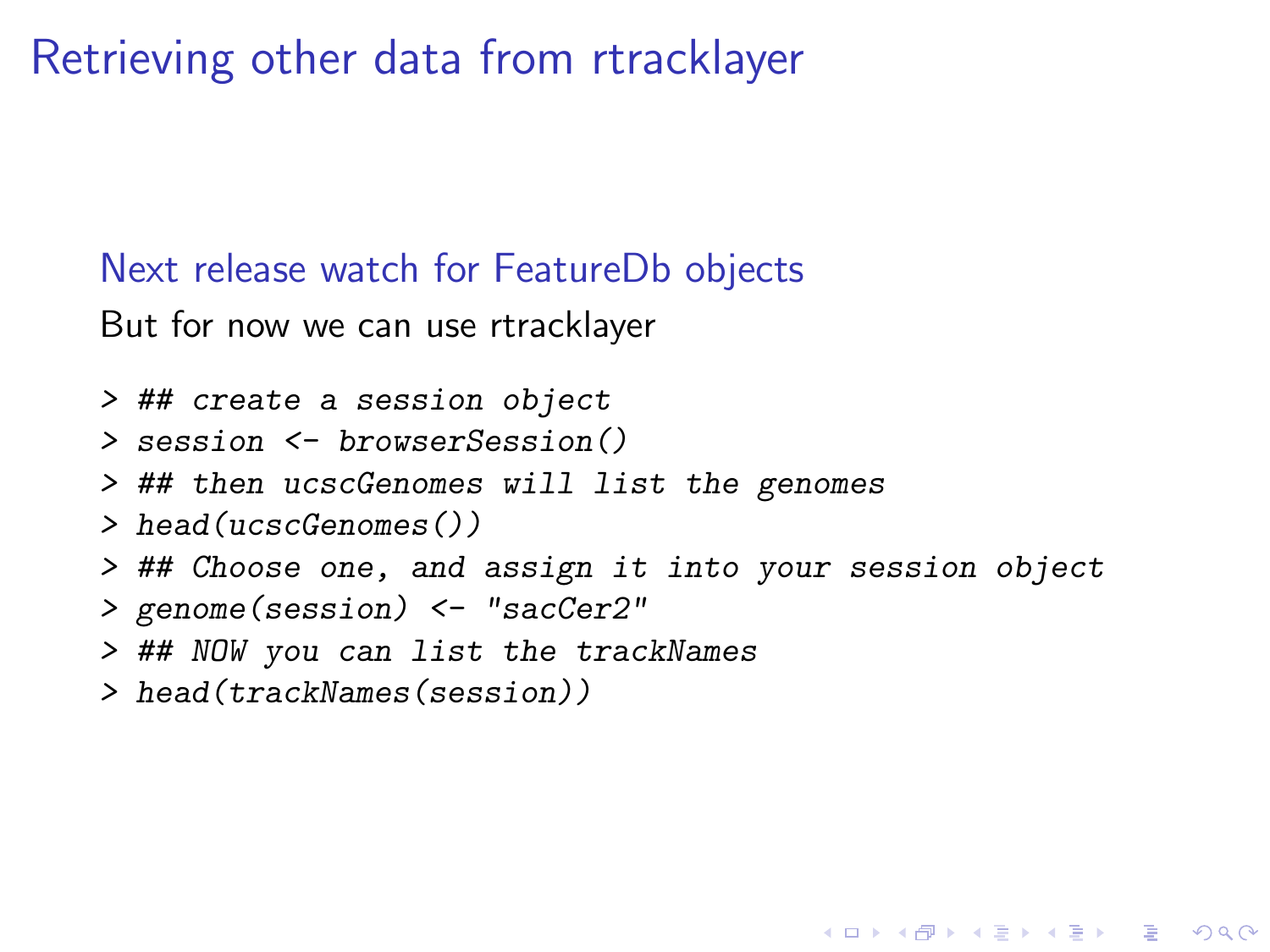# Retrieving other data from rtracklayer

## Next release watch for FeatureDb objects

But for now we can use rtracklayer

```
> ## create a session object
> session <- browserSession()
> ## then ucscGenomes will list the genomes
> head(ucscGenomes())
> ## Choose one, and assign it into your session object
> genome(session) <- "sacCer2"
> ## NOW you can list the trackNames
> head(trackNames(session))
```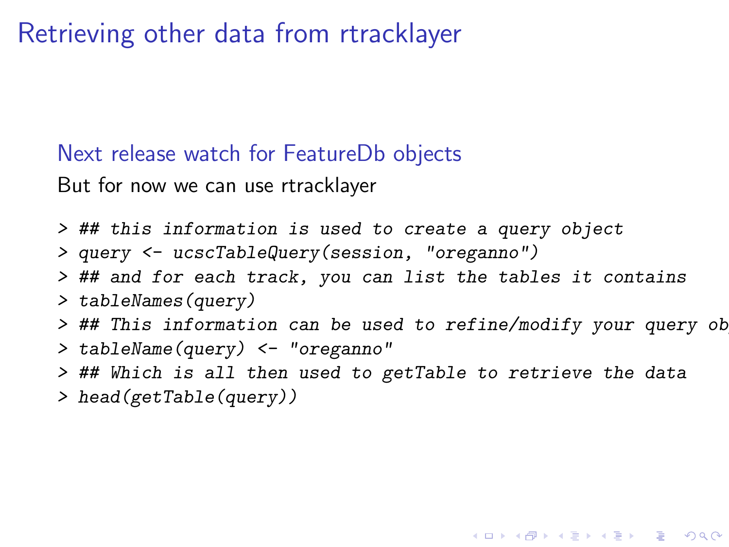# Retrieving other data from rtracklayer

## Next release watch for FeatureDb objects

But for now we can use rtracklayer

```
> ## this information is used to create a query object
> query <- ucscTableQuery(session, "oreganno")
> ## and for each track, you can list the tables it contains
> tableNames(query)
> ## This information can be used to refine/modify your query ob
> tableName(query) <- "oreganno"
> ## Which is all then used to getTable to retrieve the data
> head(getTable(query))
```